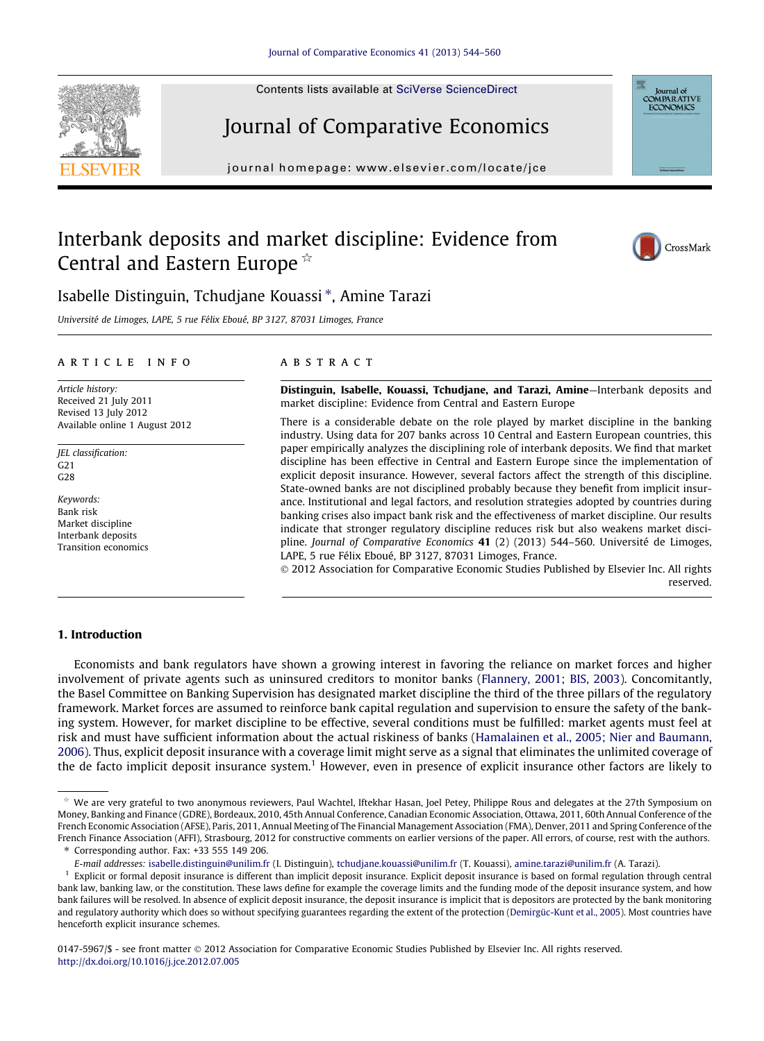# Interbank deposits and market discipline: Evidence from Central and Eastern Europe ☆

Isabelle Distinguin, Tchudjane Kouassi *, Amine Tarazi

*Université de Limoges, LAPE, 5 rue Félix Eboué, BP 3127, 87031 Limoges, France*

## ARTICLE INFO

*Article history:*
Received 21 July 2011
Revised 13 July 2012
Available online 1 August 2012

*JEL classification:*
G21
G28

*Keywords:*
Bank risk
Market discipline
Interbank deposits
Transition economics

## ABSTRACT

**Distinguin, Isabelle, Kouassi, Tchudjane, and Tarazi, Amine**—Interbank deposits and market discipline: Evidence from Central and Eastern Europe

There is a considerable debate on the role played by market discipline in the banking industry. Using data for 207 banks across 10 Central and Eastern European countries, this paper empirically analyzes the disciplining role of interbank deposits. We find that market discipline has been effective in Central and Eastern Europe since the implementation of explicit deposit insurance. However, several factors affect the strength of this discipline. State-owned banks are not disciplined probably because they benefit from implicit insurance. Institutional and legal factors, and resolution strategies adopted by countries during banking crises also impact bank risk and the effectiveness of market discipline. Our results indicate that stronger regulatory discipline reduces risk but also weakens market discipline. *Journal of Comparative Economics* **41** (2) (2013) 544–560. Université de Limoges, LAPE, 5 rue Félix Eboué, BP 3127, 87031 Limoges, France.

© 2012 Association for Comparative Economic Studies Published by Elsevier Inc. All rights reserved.

## 1. Introduction

Economists and bank regulators have shown a growing interest in favoring the reliance on market forces and higher involvement of private agents such as uninsured creditors to monitor banks (Flannery, 2001; BIS, 2003). Concomitantly, the Basel Committee on Banking Supervision has designated market discipline the third of the three pillars of the regulatory framework. Market forces are assumed to reinforce bank capital regulation and supervision to ensure the safety of the banking system. However, for market discipline to be effective, several conditions must be fulfilled: market agents must feel at risk and must have sufficient information about the actual riskiness of banks (Hamalainen et al., 2005; Nier and Baumann, 2006). Thus, explicit deposit insurance with a coverage limit might serve as a signal that eliminates the unlimited coverage of the de facto implicit deposit insurance system.[1] However, even in presence of explicit insurance other factors are likely to

---

☆ We are very grateful to two anonymous reviewers, Paul Wachtel, Iftekhar Hasan, Joel Petey, Philippe Rous and delegates at the 27th Symposium on Money, Banking and Finance (GDRE), Bordeaux, 2010, 45th Annual Conference, Canadian Economic Association, Ottawa, 2011, 60th Annual Conference of the French Economic Association (AFSE), Paris, 2011, Annual Meeting of The Financial Management Association (FMA), Denver, 2011 and Spring Conference of the French Finance Association (AFFI), Strasbourg, 2012 for constructive comments on earlier versions of the paper. All errors, of course, rest with the authors.

* Corresponding author. Fax: +33 555 149 206.

*E-mail addresses:* isabelle.distinguin@unilim.fr (I. Distinguin), tchudjane.kouassi@unilim.fr (T. Kouassi), amine.tarazi@unilim.fr (A. Tarazi).

[1] Explicit or formal deposit insurance is different than implicit deposit insurance. Explicit deposit insurance is based on formal regulation through central bank law, banking law, or the constitution. These laws define for example the coverage limits and the funding mode of the deposit insurance system, and how bank failures will be resolved. In absence of explicit deposit insurance, the deposit insurance is implicit that is depositors are protected by the bank monitoring and regulatory authority which does so without specifying guarantees regarding the extent of the protection (Demirgüc-Kunt et al., 2005). Most countries have henceforth explicit insurance schemes.

0147-5967/$ - see front matter © 2012 Association for Comparative Economic Studies Published by Elsevier Inc. All rights reserved.
http://dx.doi.org/10.1016/j.jce.2012.07.005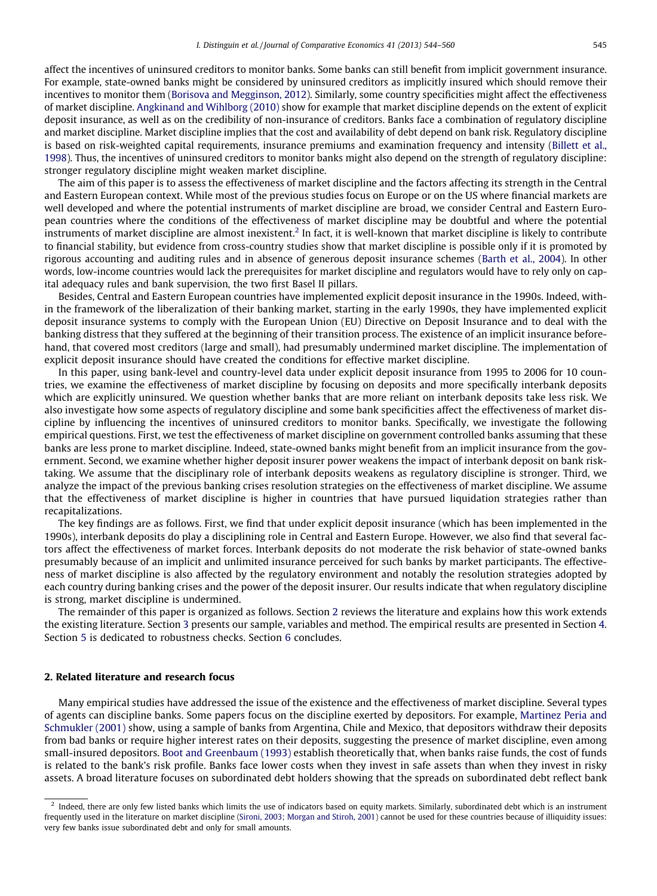affect the incentives of uninsured creditors to monitor banks. Some banks can still benefit from implicit government insurance. For example, state-owned banks might be considered by uninsured creditors as implicitly insured which should remove their incentives to monitor them (Borisova and Megginson, 2012). Similarly, some country specificities might affect the effectiveness of market discipline. Angkinand and Wihlborg (2010) show for example that market discipline depends on the extent of explicit deposit insurance, as well as on the credibility of non-insurance of creditors. Banks face a combination of regulatory discipline and market discipline. Market discipline implies that the cost and availability of debt depend on bank risk. Regulatory discipline is based on risk-weighted capital requirements, insurance premiums and examination frequency and intensity (Billett et al., 1998). Thus, the incentives of uninsured creditors to monitor banks might also depend on the strength of regulatory discipline: stronger regulatory discipline might weaken market discipline.

The aim of this paper is to assess the effectiveness of market discipline and the factors affecting its strength in the Central and Eastern European context. While most of the previous studies focus on Europe or on the US where financial markets are well developed and where the potential instruments of market discipline are broad, we consider Central and Eastern European countries where the conditions of the effectiveness of market discipline may be doubtful and where the potential instruments of market discipline are almost inexistent.[2] In fact, it is well-known that market discipline is likely to contribute to financial stability, but evidence from cross-country studies show that market discipline is possible only if it is promoted by rigorous accounting and auditing rules and in absence of generous deposit insurance schemes (Barth et al., 2004). In other words, low-income countries would lack the prerequisites for market discipline and regulators would have to rely only on capital adequacy rules and bank supervision, the two first Basel II pillars.

Besides, Central and Eastern European countries have implemented explicit deposit insurance in the 1990s. Indeed, within the framework of the liberalization of their banking market, starting in the early 1990s, they have implemented explicit deposit insurance systems to comply with the European Union (EU) Directive on Deposit Insurance and to deal with the banking distress that they suffered at the beginning of their transition process. The existence of an implicit insurance beforehand, that covered most creditors (large and small), had presumably undermined market discipline. The implementation of explicit deposit insurance should have created the conditions for effective market discipline.

In this paper, using bank-level and country-level data under explicit deposit insurance from 1995 to 2006 for 10 countries, we examine the effectiveness of market discipline by focusing on deposits and more specifically interbank deposits which are explicitly uninsured. We question whether banks that are more reliant on interbank deposits take less risk. We also investigate how some aspects of regulatory discipline and some bank specificities affect the effectiveness of market discipline by influencing the incentives of uninsured creditors to monitor banks. Specifically, we investigate the following empirical questions. First, we test the effectiveness of market discipline on government controlled banks assuming that these banks are less prone to market discipline. Indeed, state-owned banks might benefit from an implicit insurance from the government. Second, we examine whether higher deposit insurer power weakens the impact of interbank deposit on bank risk-taking. We assume that the disciplinary role of interbank deposits weakens as regulatory discipline is stronger. Third, we analyze the impact of the previous banking crises resolution strategies on the effectiveness of market discipline. We assume that the effectiveness of market discipline is higher in countries that have pursued liquidation strategies rather than recapitalizations.

The key findings are as follows. First, we find that under explicit deposit insurance (which has been implemented in the 1990s), interbank deposits do play a disciplining role in Central and Eastern Europe. However, we also find that several factors affect the effectiveness of market forces. Interbank deposits do not moderate the risk behavior of state-owned banks presumably because of an implicit and unlimited insurance perceived for such banks by market participants. The effectiveness of market discipline is also affected by the regulatory environment and notably the resolution strategies adopted by each country during banking crises and the power of the deposit insurer. Our results indicate that when regulatory discipline is strong, market discipline is undermined.

The remainder of this paper is organized as follows. Section 2 reviews the literature and explains how this work extends the existing literature. Section 3 presents our sample, variables and method. The empirical results are presented in Section 4. Section 5 is dedicated to robustness checks. Section 6 concludes.

## 2. Related literature and research focus

Many empirical studies have addressed the issue of the existence and the effectiveness of market discipline. Several types of agents can discipline banks. Some papers focus on the discipline exerted by depositors. For example, Martinez Peria and Schmukler (2001) show, using a sample of banks from Argentina, Chile and Mexico, that depositors withdraw their deposits from bad banks or require higher interest rates on their deposits, suggesting the presence of market discipline, even among small-insured depositors. Boot and Greenbaum (1993) establish theoretically that, when banks raise funds, the cost of funds is related to the bank's risk profile. Banks face lower costs when they invest in safe assets than when they invest in risky assets. A broad literature focuses on subordinated debt holders showing that the spreads on subordinated debt reflect bank

---

[2] Indeed, there are only few listed banks which limits the use of indicators based on equity markets. Similarly, subordinated debt which is an instrument frequently used in the literature on market discipline (Sironi, 2003; Morgan and Stiroh, 2001) cannot be used for these countries because of illiquidity issues: very few banks issue subordinated debt and only for small amounts.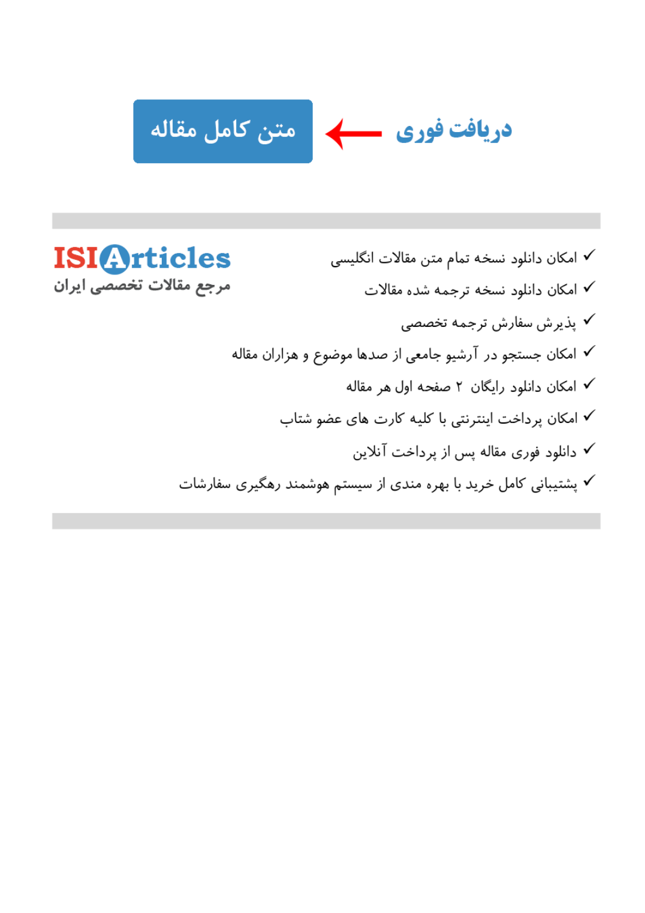دریافت فوری ← متن کامل مقاله

ISIArticles

مرجع مقالات تخصصی ایران

- ✓ امکان دانلود نسخه تمام متن مقالات انگلیسی
- ✓ امکان دانلود نسخه ترجمه شده مقالات
- ✓ پذیرش سفارش ترجمه تخصصی
- ✓ امکان جستجو در آرشیو جامعی از صدها موضوع و هزاران مقاله
- ✓ امکان دانلود رایگان ۲ صفحه اول هر مقاله
- ✓ امکان پرداخت اینترنتی با کلیه کارت های عضو شتاب
- ✓ دانلود فوری مقاله پس از پرداخت آنلاین
- ✓ پشتیبانی کامل خرید با بهره مندی از سیستم هوشمند رهگیری سفارشات